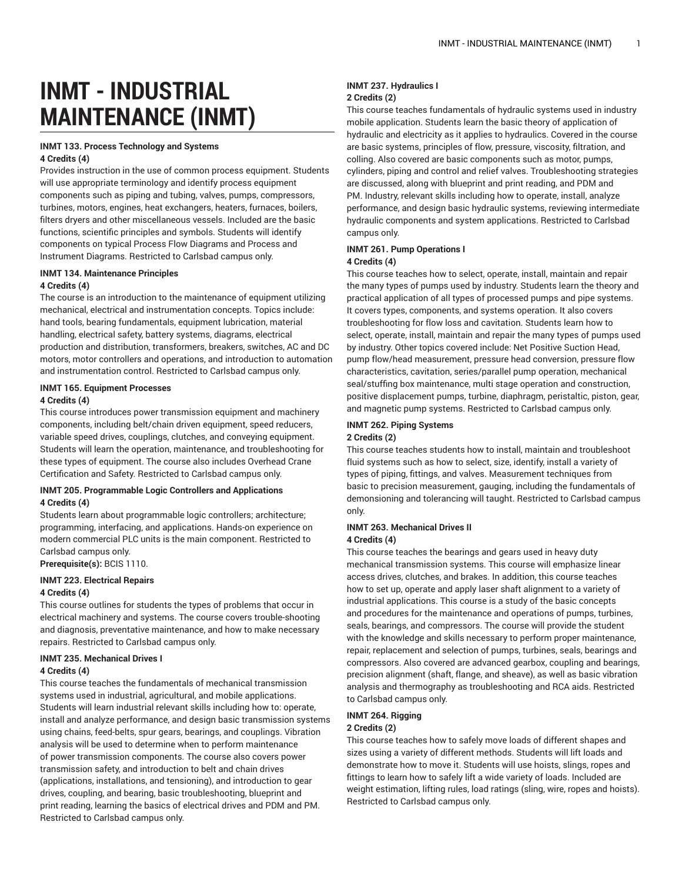# INMT - INDUSTRIAL MAINTENANCE (INMT)

**INMT 133. Process Technology and Systems**
**4 Credits (4)**

Provides instruction in the use of common process equipment. Students will use appropriate terminology and identify process equipment components such as piping and tubing, valves, pumps, compressors, turbines, motors, engines, heat exchangers, heaters, furnaces, boilers, filters dryers and other miscellaneous vessels. Included are the basic functions, scientific principles and symbols. Students will identify components on typical Process Flow Diagrams and Process and Instrument Diagrams. Restricted to Carlsbad campus only.

**INMT 134. Maintenance Principles**
**4 Credits (4)**

The course is an introduction to the maintenance of equipment utilizing mechanical, electrical and instrumentation concepts. Topics include: hand tools, bearing fundamentals, equipment lubrication, material handling, electrical safety, battery systems, diagrams, electrical production and distribution, transformers, breakers, switches, AC and DC motors, motor controllers and operations, and introduction to automation and instrumentation control. Restricted to Carlsbad campus only.

**INMT 165. Equipment Processes**
**4 Credits (4)**

This course introduces power transmission equipment and machinery components, including belt/chain driven equipment, speed reducers, variable speed drives, couplings, clutches, and conveying equipment. Students will learn the operation, maintenance, and troubleshooting for these types of equipment. The course also includes Overhead Crane Certification and Safety. Restricted to Carlsbad campus only.

**INMT 205. Programmable Logic Controllers and Applications**
**4 Credits (4)**

Students learn about programmable logic controllers; architecture; programming, interfacing, and applications. Hands-on experience on modern commercial PLC units is the main component. Restricted to Carlsbad campus only.

**Prerequisite(s):** BCIS 1110.

**INMT 223. Electrical Repairs**
**4 Credits (4)**

This course outlines for students the types of problems that occur in electrical machinery and systems. The course covers trouble-shooting and diagnosis, preventative maintenance, and how to make necessary repairs. Restricted to Carlsbad campus only.

**INMT 235. Mechanical Drives I**
**4 Credits (4)**

This course teaches the fundamentals of mechanical transmission systems used in industrial, agricultural, and mobile applications. Students will learn industrial relevant skills including how to: operate, install and analyze performance, and design basic transmission systems using chains, feed-belts, spur gears, bearings, and couplings. Vibration analysis will be used to determine when to perform maintenance of power transmission components. The course also covers power transmission safety, and introduction to belt and chain drives (applications, installations, and tensioning), and introduction to gear drives, coupling, and bearing, basic troubleshooting, blueprint and print reading, learning the basics of electrical drives and PDM and PM. Restricted to Carlsbad campus only.

**INMT 237. Hydraulics I**
**2 Credits (2)**

This course teaches fundamentals of hydraulic systems used in industry mobile application. Students learn the basic theory of application of hydraulic and electricity as it applies to hydraulics. Covered in the course are basic systems, principles of flow, pressure, viscosity, filtration, and colling. Also covered are basic components such as motor, pumps, cylinders, piping and control and relief valves. Troubleshooting strategies are discussed, along with blueprint and print reading, and PDM and PM. Industry, relevant skills including how to operate, install, analyze performance, and design basic hydraulic systems, reviewing intermediate hydraulic components and system applications. Restricted to Carlsbad campus only.

**INMT 261. Pump Operations I**
**4 Credits (4)**

This course teaches how to select, operate, install, maintain and repair the many types of pumps used by industry. Students learn the theory and practical application of all types of processed pumps and pipe systems. It covers types, components, and systems operation. It also covers troubleshooting for flow loss and cavitation. Students learn how to select, operate, install, maintain and repair the many types of pumps used by industry. Other topics covered include: Net Positive Suction Head, pump flow/head measurement, pressure head conversion, pressure flow characteristics, cavitation, series/parallel pump operation, mechanical seal/stuffing box maintenance, multi stage operation and construction, positive displacement pumps, turbine, diaphragm, peristaltic, piston, gear, and magnetic pump systems. Restricted to Carlsbad campus only.

**INMT 262. Piping Systems**
**2 Credits (2)**

This course teaches students how to install, maintain and troubleshoot fluid systems such as how to select, size, identify, install a variety of types of piping, fittings, and valves. Measurement techniques from basic to precision measurement, gauging, including the fundamentals of demonsioning and tolerancing will taught. Restricted to Carlsbad campus only.

**INMT 263. Mechanical Drives II**
**4 Credits (4)**

This course teaches the bearings and gears used in heavy duty mechanical transmission systems. This course will emphasize linear access drives, clutches, and brakes. In addition, this course teaches how to set up, operate and apply laser shaft alignment to a variety of industrial applications. This course is a study of the basic concepts and procedures for the maintenance and operations of pumps, turbines, seals, bearings, and compressors. The course will provide the student with the knowledge and skills necessary to perform proper maintenance, repair, replacement and selection of pumps, turbines, seals, bearings and compressors. Also covered are advanced gearbox, coupling and bearings, precision alignment (shaft, flange, and sheave), as well as basic vibration analysis and thermography as troubleshooting and RCA aids. Restricted to Carlsbad campus only.

**INMT 264. Rigging**
**2 Credits (2)**

This course teaches how to safely move loads of different shapes and sizes using a variety of different methods. Students will lift loads and demonstrate how to move it. Students will use hoists, slings, ropes and fittings to learn how to safely lift a wide variety of loads. Included are weight estimation, lifting rules, load ratings (sling, wire, ropes and hoists). Restricted to Carlsbad campus only.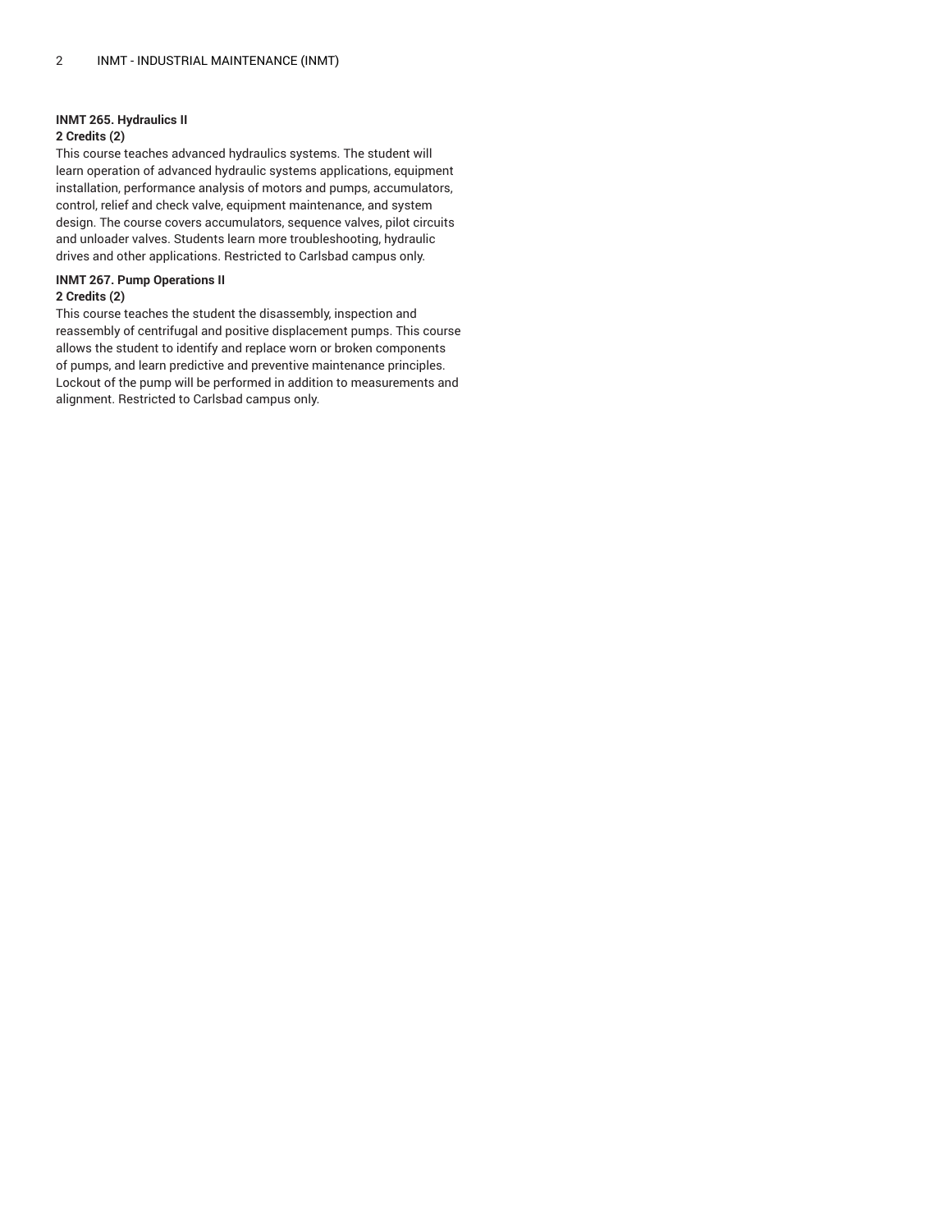**INMT 265. Hydraulics II**
**2 Credits (2)**

This course teaches advanced hydraulics systems. The student will learn operation of advanced hydraulic systems applications, equipment installation, performance analysis of motors and pumps, accumulators, control, relief and check valve, equipment maintenance, and system design. The course covers accumulators, sequence valves, pilot circuits and unloader valves. Students learn more troubleshooting, hydraulic drives and other applications. Restricted to Carlsbad campus only.

**INMT 267. Pump Operations II**
**2 Credits (2)**

This course teaches the student the disassembly, inspection and reassembly of centrifugal and positive displacement pumps. This course allows the student to identify and replace worn or broken components of pumps, and learn predictive and preventive maintenance principles. Lockout of the pump will be performed in addition to measurements and alignment. Restricted to Carlsbad campus only.